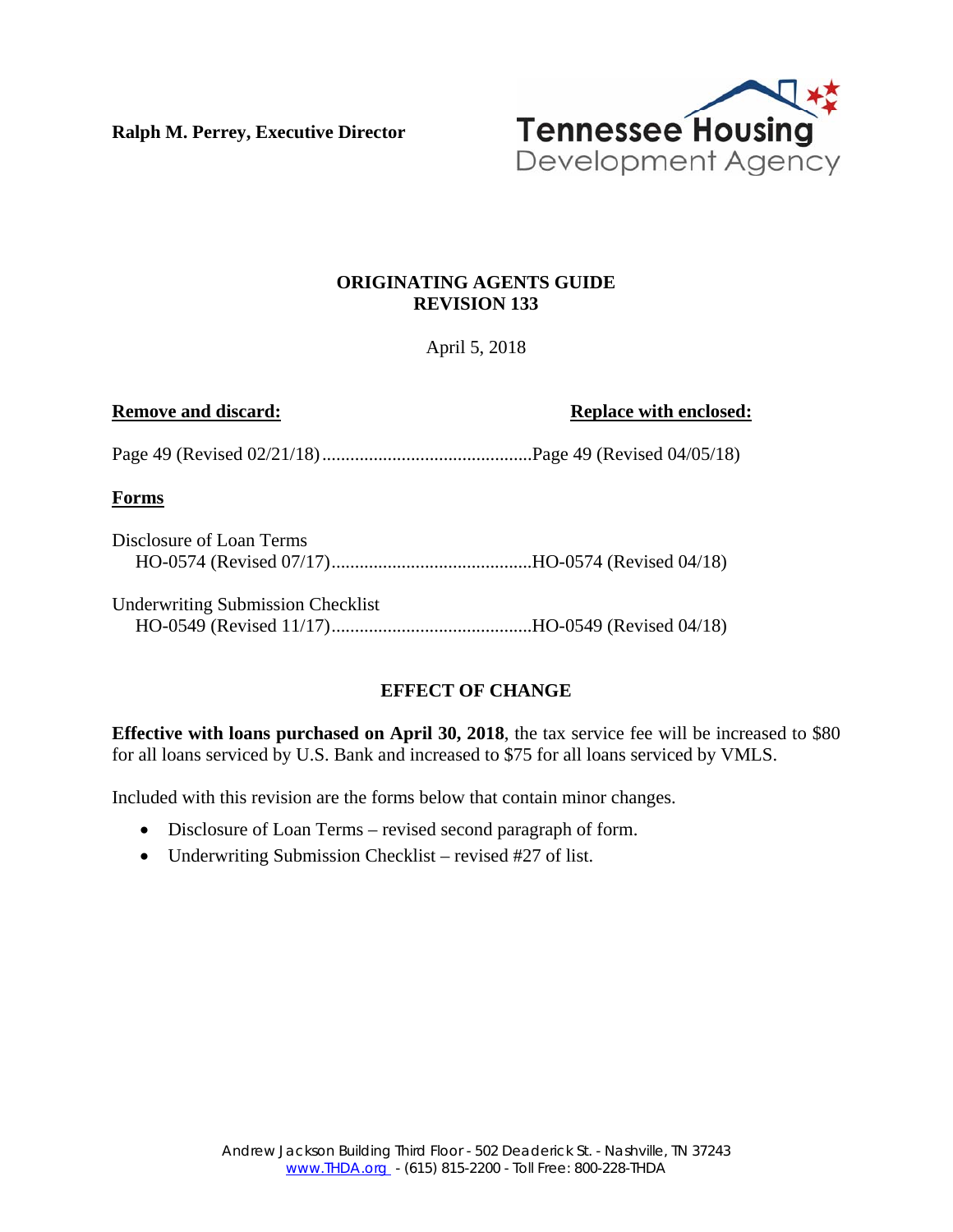**Ralph M. Perrey, Executive Director**

Tennessee Housing Development Agency

**ORIGINATING AGENTS GUIDE**
**REVISION 133**

April 5, 2018

| **Remove and discard:** | **Replace with enclosed:** |
| --- | --- |
| Page 49 (Revised 02/21/18) | Page 49 (Revised 04/05/18) |

**Forms**

| | |
| --- | --- |
| Disclosure of Loan Terms HO-0574 (Revised 07/17) | HO-0574 (Revised 04/18) |
| Underwriting Submission Checklist HO-0549 (Revised 11/17) | HO-0549 (Revised 04/18) |

## EFFECT OF CHANGE

**Effective with loans purchased on April 30, 2018**, the tax service fee will be increased to $80 for all loans serviced by U.S. Bank and increased to $75 for all loans serviced by VMLS.

Included with this revision are the forms below that contain minor changes.

- Disclosure of Loan Terms – revised second paragraph of form.
- Underwriting Submission Checklist – revised #27 of list.

Andrew Jackson Building Third Floor - 502 Deaderick St. - Nashville, TN 37243
www.THDA.org - (615) 815-2200 - Toll Free: 800-228-THDA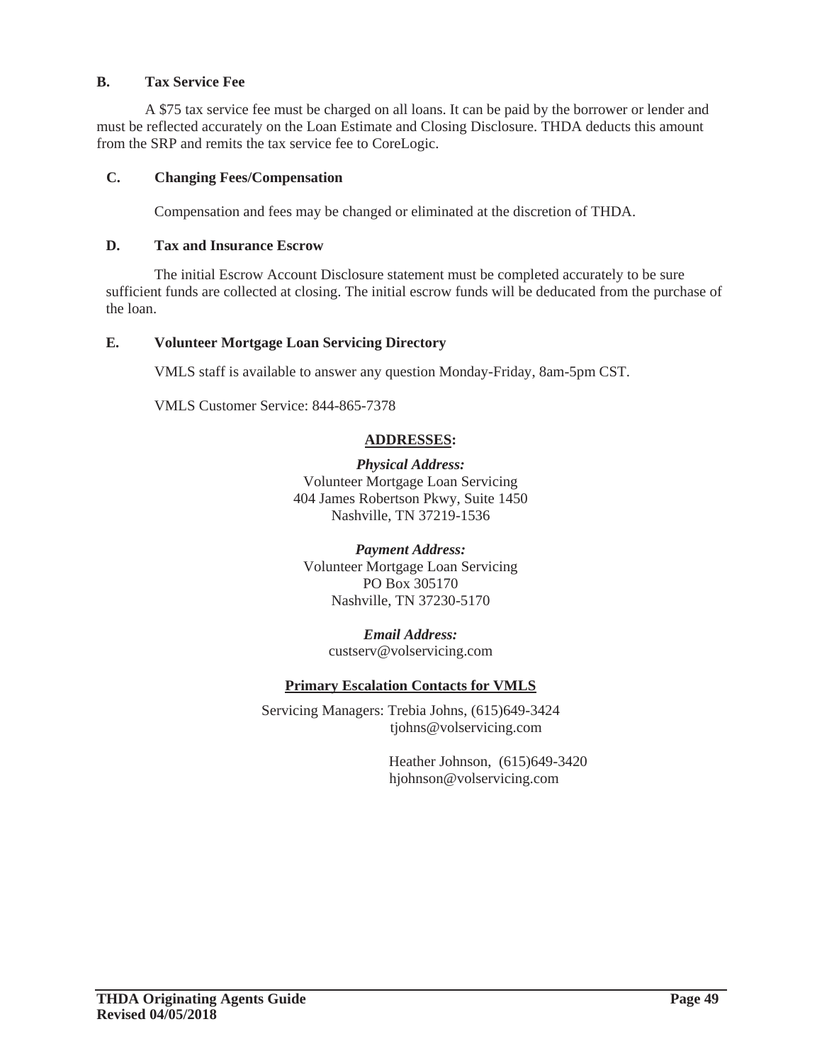### B. Tax Service Fee

A $75 tax service fee must be charged on all loans. It can be paid by the borrower or lender and must be reflected accurately on the Loan Estimate and Closing Disclosure. THDA deducts this amount from the SRP and remits the tax service fee to CoreLogic.

### C. Changing Fees/Compensation

Compensation and fees may be changed or eliminated at the discretion of THDA.

### D. Tax and Insurance Escrow

The initial Escrow Account Disclosure statement must be completed accurately to be sure sufficient funds are collected at closing. The initial escrow funds will be deducated from the purchase of the loan.

### E. Volunteer Mortgage Loan Servicing Directory

VMLS staff is available to answer any question Monday-Friday, 8am-5pm CST.

VMLS Customer Service: 844-865-7378

**ADDRESSES:**

***Physical Address:***
Volunteer Mortgage Loan Servicing
404 James Robertson Pkwy, Suite 1450
Nashville, TN 37219-1536

***Payment Address:***
Volunteer Mortgage Loan Servicing
PO Box 305170
Nashville, TN 37230-5170

***Email Address:***
custserv@volservicing.com

**Primary Escalation Contacts for VMLS**

Servicing Managers: Trebia Johns, (615)649-3424
tjohns@volservicing.com

Heather Johnson, (615)649-3420
hjohnson@volservicing.com